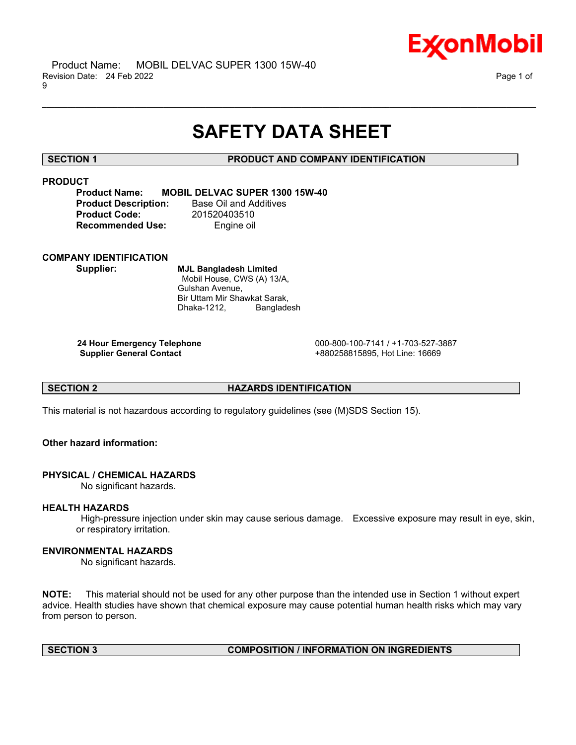# SAFETY DATA SHEET

## SECTION 1 PRODUCT AND COMPANY IDENTIFICATION

### PRODUCT

**Product Name:** **MOBIL DELVAC SUPER 1300 15W-40**
**Product Description:** Base Oil and Additives
**Product Code:** 201520403510
**Recommended Use:** Engine oil

### COMPANY IDENTIFICATION

**Supplier:** **MJL Bangladesh Limited**
Mobil House, CWS (A) 13/A,
Gulshan Avenue,
Bir Uttam Mir Shawkat Sarak,
Dhaka-1212, Bangladesh

| | |
|---|---|
| **24 Hour Emergency Telephone** | 000-800-100-7141 / +1-703-527-3887 |
| **Supplier General Contact** | +880258815895, Hot Line: 16669 |

## SECTION 2 HAZARDS IDENTIFICATION

This material is not hazardous according to regulatory guidelines (see (M)SDS Section 15).

**Other hazard information:**

### PHYSICAL / CHEMICAL HAZARDS

No significant hazards.

### HEALTH HAZARDS

High-pressure injection under skin may cause serious damage. Excessive exposure may result in eye, skin, or respiratory irritation.

### ENVIRONMENTAL HAZARDS

No significant hazards.

**NOTE:** This material should not be used for any other purpose than the intended use in Section 1 without expert advice. Health studies have shown that chemical exposure may cause potential human health risks which may vary from person to person.

## SECTION 3 COMPOSITION / INFORMATION ON INGREDIENTS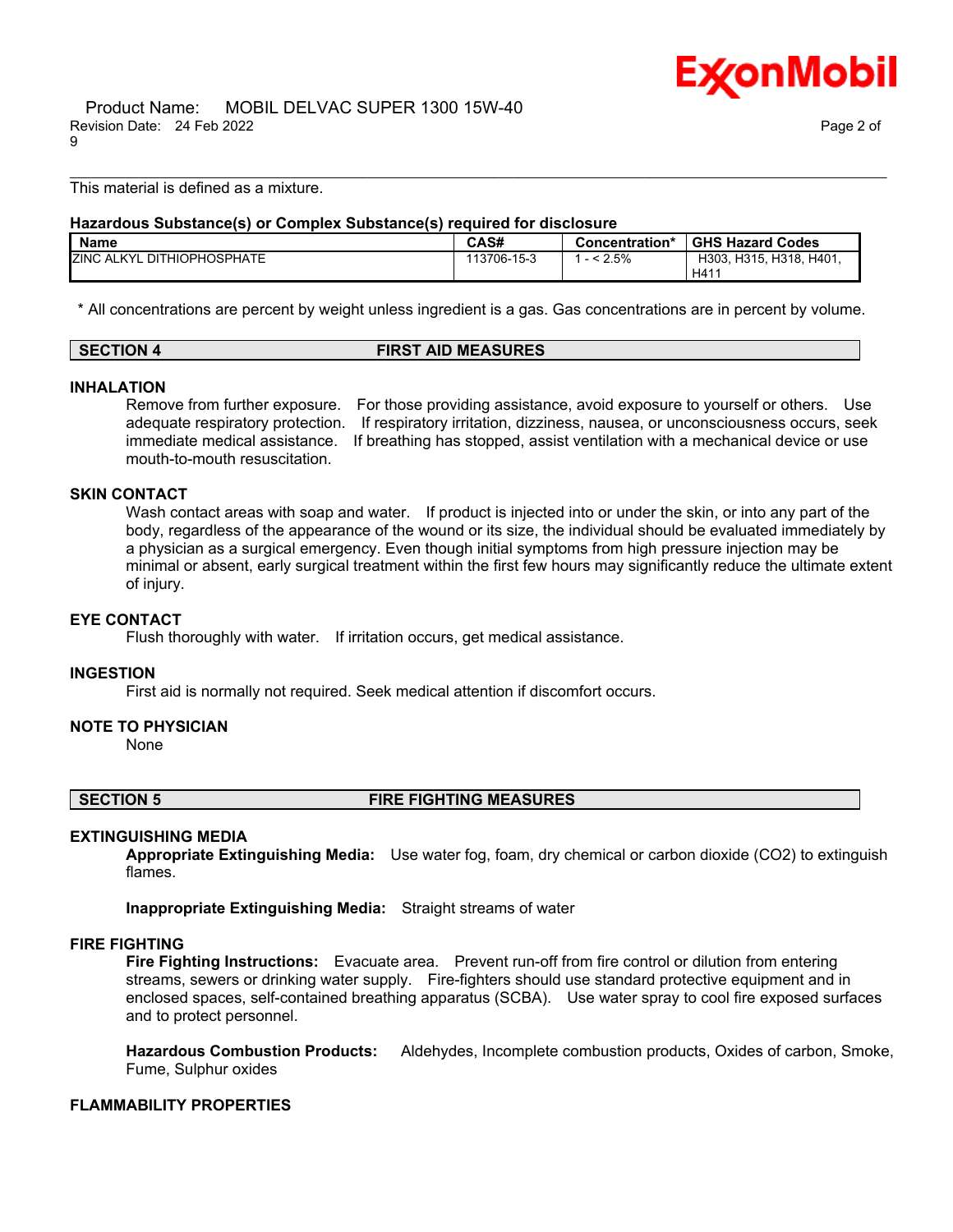This material is defined as a mixture.

**Hazardous Substance(s) or Complex Substance(s) required for disclosure**

| Name | CAS# | Concentration* | GHS Hazard Codes |
| --- | --- | --- | --- |
| ZINC ALKYL DITHIOPHOSPHATE | 113706-15-3 | 1 - < 2.5% | H303, H315, H318, H401, H411 |

\* All concentrations are percent by weight unless ingredient is a gas. Gas concentrations are in percent by volume.

## SECTION 4 FIRST AID MEASURES

### INHALATION

Remove from further exposure. For those providing assistance, avoid exposure to yourself or others. Use adequate respiratory protection. If respiratory irritation, dizziness, nausea, or unconsciousness occurs, seek immediate medical assistance. If breathing has stopped, assist ventilation with a mechanical device or use mouth-to-mouth resuscitation.

### SKIN CONTACT

Wash contact areas with soap and water. If product is injected into or under the skin, or into any part of the body, regardless of the appearance of the wound or its size, the individual should be evaluated immediately by a physician as a surgical emergency. Even though initial symptoms from high pressure injection may be minimal or absent, early surgical treatment within the first few hours may significantly reduce the ultimate extent of injury.

### EYE CONTACT

Flush thoroughly with water. If irritation occurs, get medical assistance.

### INGESTION

First aid is normally not required. Seek medical attention if discomfort occurs.

### NOTE TO PHYSICIAN

None

## SECTION 5 FIRE FIGHTING MEASURES

### EXTINGUISHING MEDIA

**Appropriate Extinguishing Media:** Use water fog, foam, dry chemical or carbon dioxide ($CO_2$) to extinguish flames.

**Inappropriate Extinguishing Media:** Straight streams of water

### FIRE FIGHTING

**Fire Fighting Instructions:** Evacuate area. Prevent run-off from fire control or dilution from entering streams, sewers or drinking water supply. Fire-fighters should use standard protective equipment and in enclosed spaces, self-contained breathing apparatus (SCBA). Use water spray to cool fire exposed surfaces and to protect personnel.

**Hazardous Combustion Products:** Aldehydes, Incomplete combustion products, Oxides of carbon, Smoke, Fume, Sulphur oxides

### FLAMMABILITY PROPERTIES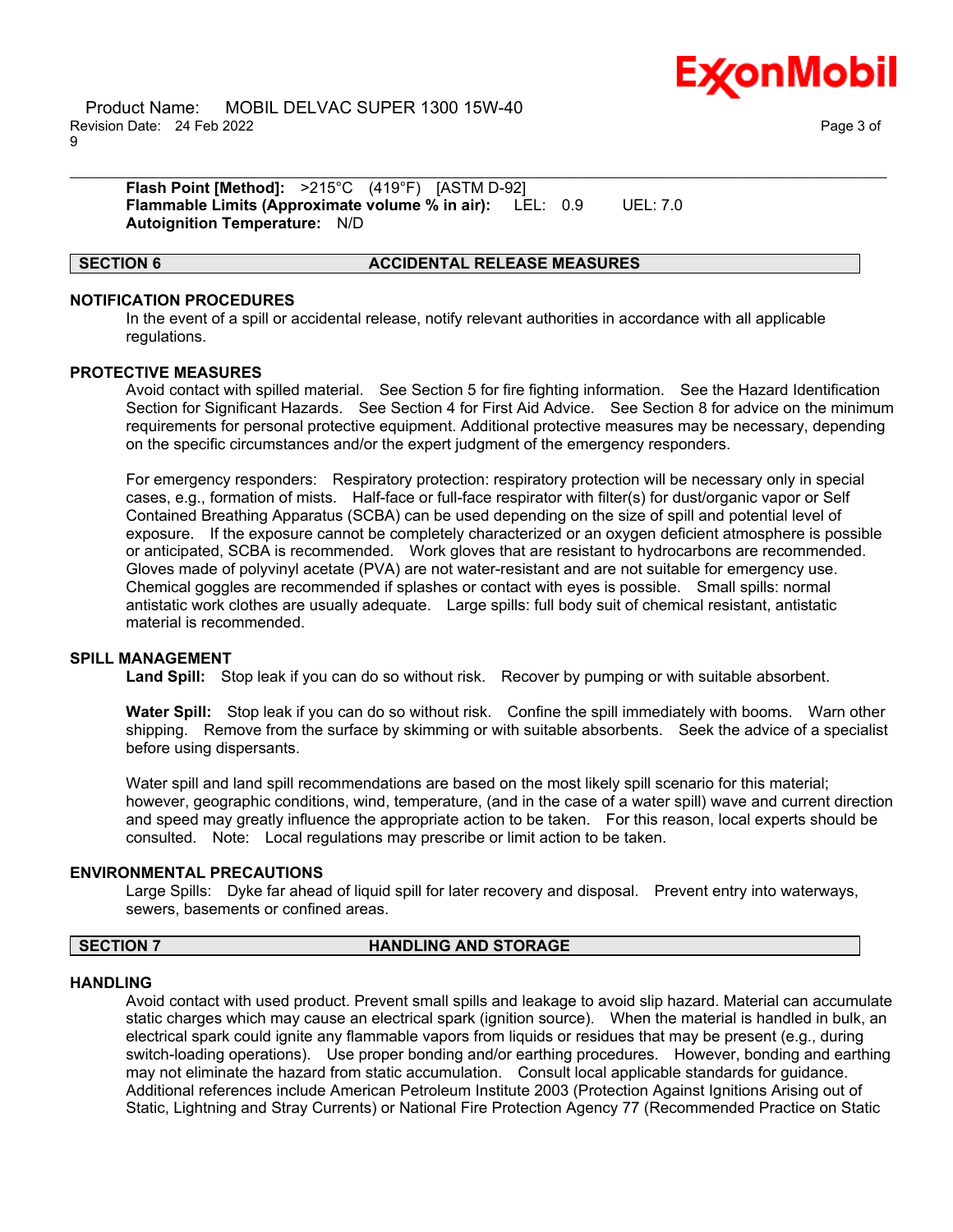**Flash Point [Method]:** >215°C (419°F) [ASTM D-92]
**Flammable Limits (Approximate volume % in air):** LEL: 0.9 UEL: 7.0
**Autoignition Temperature:** N/D

## SECTION 6 ACCIDENTAL RELEASE MEASURES

### NOTIFICATION PROCEDURES

In the event of a spill or accidental release, notify relevant authorities in accordance with all applicable regulations.

### PROTECTIVE MEASURES

Avoid contact with spilled material. See Section 5 for fire fighting information. See the Hazard Identification Section for Significant Hazards. See Section 4 for First Aid Advice. See Section 8 for advice on the minimum requirements for personal protective equipment. Additional protective measures may be necessary, depending on the specific circumstances and/or the expert judgment of the emergency responders.

For emergency responders: Respiratory protection: respiratory protection will be necessary only in special cases, e.g., formation of mists. Half-face or full-face respirator with filter(s) for dust/organic vapor or Self Contained Breathing Apparatus (SCBA) can be used depending on the size of spill and potential level of exposure. If the exposure cannot be completely characterized or an oxygen deficient atmosphere is possible or anticipated, SCBA is recommended. Work gloves that are resistant to hydrocarbons are recommended. Gloves made of polyvinyl acetate (PVA) are not water-resistant and are not suitable for emergency use. Chemical goggles are recommended if splashes or contact with eyes is possible. Small spills: normal antistatic work clothes are usually adequate. Large spills: full body suit of chemical resistant, antistatic material is recommended.

### SPILL MANAGEMENT

**Land Spill:** Stop leak if you can do so without risk. Recover by pumping or with suitable absorbent.

**Water Spill:** Stop leak if you can do so without risk. Confine the spill immediately with booms. Warn other shipping. Remove from the surface by skimming or with suitable absorbents. Seek the advice of a specialist before using dispersants.

Water spill and land spill recommendations are based on the most likely spill scenario for this material; however, geographic conditions, wind, temperature, (and in the case of a water spill) wave and current direction and speed may greatly influence the appropriate action to be taken. For this reason, local experts should be consulted. Note: Local regulations may prescribe or limit action to be taken.

### ENVIRONMENTAL PRECAUTIONS

Large Spills: Dyke far ahead of liquid spill for later recovery and disposal. Prevent entry into waterways, sewers, basements or confined areas.

## SECTION 7 HANDLING AND STORAGE

### HANDLING

Avoid contact with used product. Prevent small spills and leakage to avoid slip hazard. Material can accumulate static charges which may cause an electrical spark (ignition source). When the material is handled in bulk, an electrical spark could ignite any flammable vapors from liquids or residues that may be present (e.g., during switch-loading operations). Use proper bonding and/or earthing procedures. However, bonding and earthing may not eliminate the hazard from static accumulation. Consult local applicable standards for guidance. Additional references include American Petroleum Institute 2003 (Protection Against Ignitions Arising out of Static, Lightning and Stray Currents) or National Fire Protection Agency 77 (Recommended Practice on Static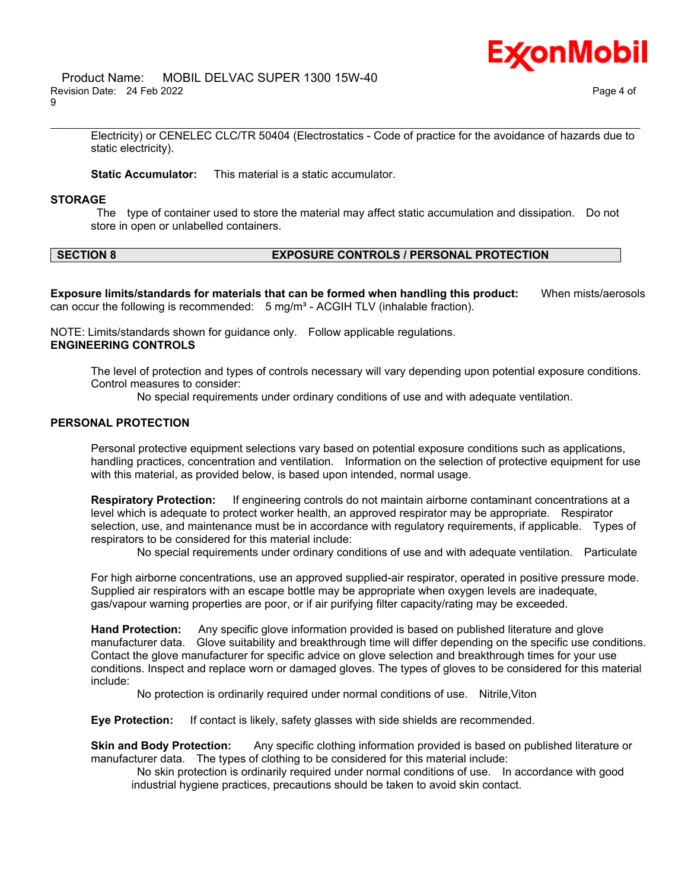Electricity) or CENELEC CLC/TR 50404 (Electrostatics - Code of practice for the avoidance of hazards due to static electricity).

**Static Accumulator:** This material is a static accumulator.

**STORAGE**

The type of container used to store the material may affect static accumulation and dissipation. Do not store in open or unlabelled containers.

## SECTION 8 EXPOSURE CONTROLS / PERSONAL PROTECTION

**Exposure limits/standards for materials that can be formed when handling this product:** When mists/aerosols can occur the following is recommended: 5 mg/m³ - ACGIH TLV (inhalable fraction).

NOTE: Limits/standards shown for guidance only. Follow applicable regulations.

**ENGINEERING CONTROLS**

The level of protection and types of controls necessary will vary depending upon potential exposure conditions. Control measures to consider:

No special requirements under ordinary conditions of use and with adequate ventilation.

**PERSONAL PROTECTION**

Personal protective equipment selections vary based on potential exposure conditions such as applications, handling practices, concentration and ventilation. Information on the selection of protective equipment for use with this material, as provided below, is based upon intended, normal usage.

**Respiratory Protection:** If engineering controls do not maintain airborne contaminant concentrations at a level which is adequate to protect worker health, an approved respirator may be appropriate. Respirator selection, use, and maintenance must be in accordance with regulatory requirements, if applicable. Types of respirators to be considered for this material include:

No special requirements under ordinary conditions of use and with adequate ventilation. Particulate

For high airborne concentrations, use an approved supplied-air respirator, operated in positive pressure mode. Supplied air respirators with an escape bottle may be appropriate when oxygen levels are inadequate, gas/vapour warning properties are poor, or if air purifying filter capacity/rating may be exceeded.

**Hand Protection:** Any specific glove information provided is based on published literature and glove manufacturer data. Glove suitability and breakthrough time will differ depending on the specific use conditions. Contact the glove manufacturer for specific advice on glove selection and breakthrough times for your use conditions. Inspect and replace worn or damaged gloves. The types of gloves to be considered for this material include:

No protection is ordinarily required under normal conditions of use. Nitrile,Viton

**Eye Protection:** If contact is likely, safety glasses with side shields are recommended.

**Skin and Body Protection:** Any specific clothing information provided is based on published literature or manufacturer data. The types of clothing to be considered for this material include:

No skin protection is ordinarily required under normal conditions of use. In accordance with good industrial hygiene practices, precautions should be taken to avoid skin contact.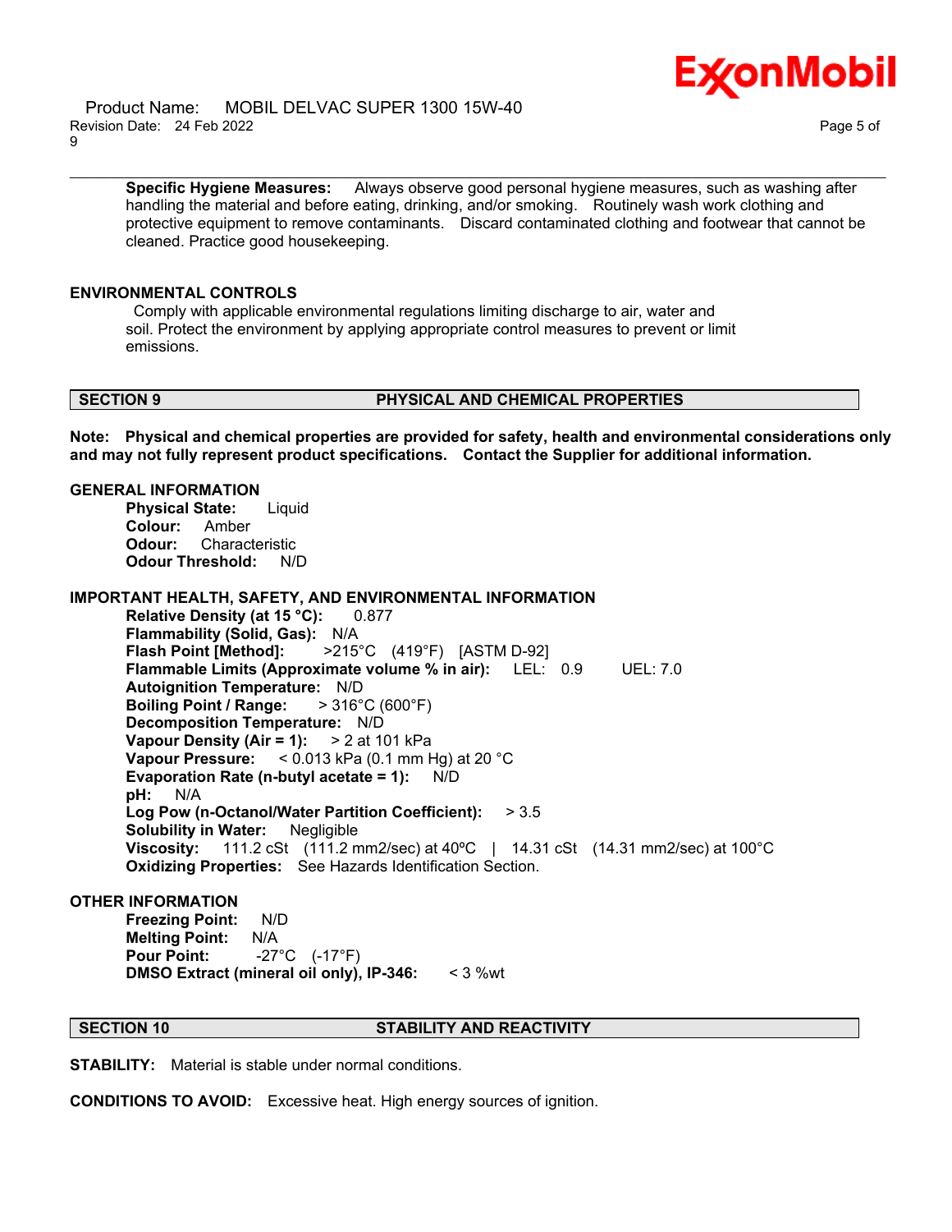**Specific Hygiene Measures:** Always observe good personal hygiene measures, such as washing after handling the material and before eating, drinking, and/or smoking. Routinely wash work clothing and protective equipment to remove contaminants. Discard contaminated clothing and footwear that cannot be cleaned. Practice good housekeeping.

**ENVIRONMENTAL CONTROLS**

Comply with applicable environmental regulations limiting discharge to air, water and soil. Protect the environment by applying appropriate control measures to prevent or limit emissions.

## SECTION 9 PHYSICAL AND CHEMICAL PROPERTIES

**Note: Physical and chemical properties are provided for safety, health and environmental considerations only and may not fully represent product specifications. Contact the Supplier for additional information.**

**GENERAL INFORMATION**

**Physical State:** Liquid
**Colour:** Amber
**Odour:** Characteristic
**Odour Threshold:** N/D

**IMPORTANT HEALTH, SAFETY, AND ENVIRONMENTAL INFORMATION**

**Relative Density (at 15 °C):** 0.877
**Flammability (Solid, Gas):** N/A
**Flash Point [Method]:** >215°C (419°F) [ASTM D-92]
**Flammable Limits (Approximate volume % in air):** LEL: 0.9 UEL: 7.0
**Autoignition Temperature:** N/D
**Boiling Point / Range:** > 316°C (600°F)
**Decomposition Temperature:** N/D
**Vapour Density (Air = 1):** > 2 at 101 kPa
**Vapour Pressure:** < 0.013 kPa (0.1 mm Hg) at 20 °C
**Evaporation Rate (n-butyl acetate = 1):** N/D
**pH:** N/A
**Log Pow (n-Octanol/Water Partition Coefficient):** > 3.5
**Solubility in Water:** Negligible
**Viscosity:** 111.2 cSt (111.2 mm2/sec) at 40ºC | 14.31 cSt (14.31 mm2/sec) at 100°C
**Oxidizing Properties:** See Hazards Identification Section.

**OTHER INFORMATION**

**Freezing Point:** N/D
**Melting Point:** N/A
**Pour Point:** -27°C (-17°F)
**DMSO Extract (mineral oil only), IP-346:** < 3 %wt

## SECTION 10 STABILITY AND REACTIVITY

**STABILITY:** Material is stable under normal conditions.

**CONDITIONS TO AVOID:** Excessive heat. High energy sources of ignition.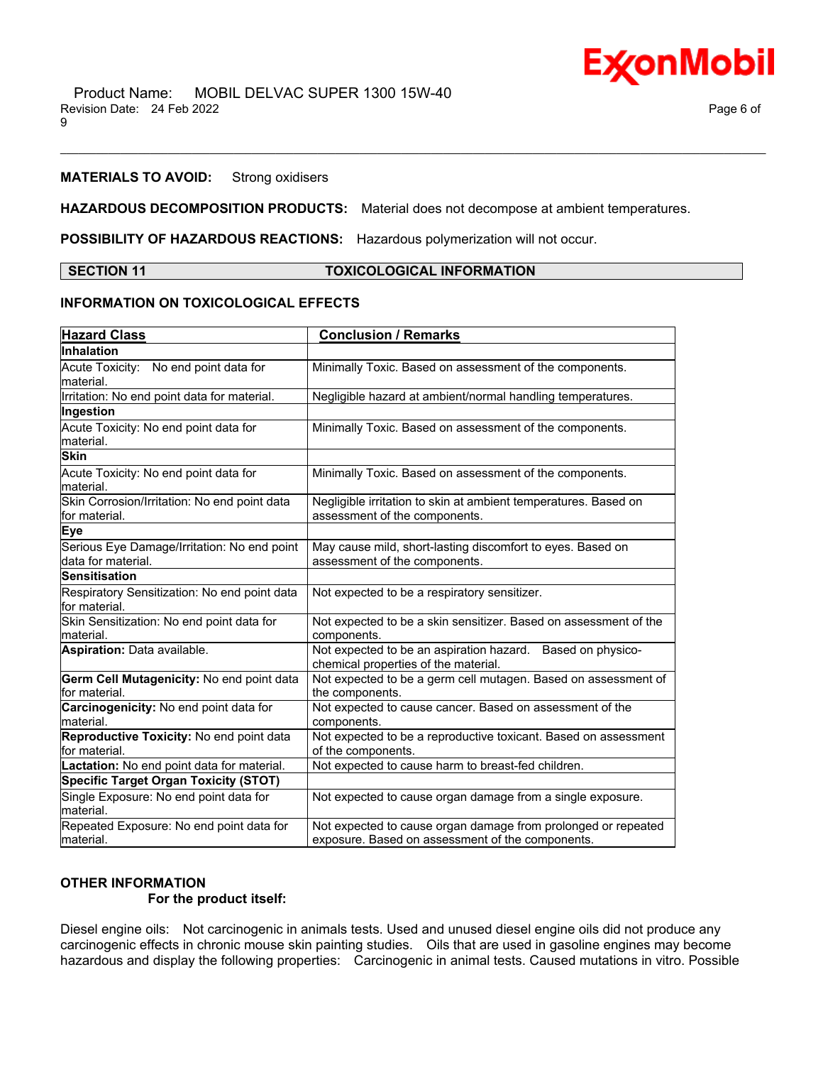**MATERIALS TO AVOID:** Strong oxidisers

**HAZARDOUS DECOMPOSITION PRODUCTS:** Material does not decompose at ambient temperatures.

**POSSIBILITY OF HAZARDOUS REACTIONS:** Hazardous polymerization will not occur.

## SECTION 11 TOXICOLOGICAL INFORMATION

### INFORMATION ON TOXICOLOGICAL EFFECTS

| Hazard Class | Conclusion / Remarks |
|---|---|
| **Inhalation** | |
| Acute Toxicity: No end point data for material. | Minimally Toxic. Based on assessment of the components. |
| Irritation: No end point data for material. | Negligible hazard at ambient/normal handling temperatures. |
| **Ingestion** | |
| Acute Toxicity: No end point data for material. | Minimally Toxic. Based on assessment of the components. |
| **Skin** | |
| Acute Toxicity: No end point data for material. | Minimally Toxic. Based on assessment of the components. |
| Skin Corrosion/Irritation: No end point data for material. | Negligible irritation to skin at ambient temperatures. Based on assessment of the components. |
| **Eye** | |
| Serious Eye Damage/Irritation: No end point data for material. | May cause mild, short-lasting discomfort to eyes. Based on assessment of the components. |
| **Sensitisation** | |
| Respiratory Sensitization: No end point data for material. | Not expected to be a respiratory sensitizer. |
| Skin Sensitization: No end point data for material. | Not expected to be a skin sensitizer. Based on assessment of the components. |
| **Aspiration:** Data available. | Not expected to be an aspiration hazard. Based on physico-chemical properties of the material. |
| **Germ Cell Mutagenicity:** No end point data for material. | Not expected to be a germ cell mutagen. Based on assessment of the components. |
| **Carcinogenicity:** No end point data for material. | Not expected to cause cancer. Based on assessment of the components. |
| **Reproductive Toxicity:** No end point data for material. | Not expected to be a reproductive toxicant. Based on assessment of the components. |
| **Lactation:** No end point data for material. | Not expected to cause harm to breast-fed children. |
| **Specific Target Organ Toxicity (STOT)** | |
| Single Exposure: No end point data for material. | Not expected to cause organ damage from a single exposure. |
| Repeated Exposure: No end point data for material. | Not expected to cause organ damage from prolonged or repeated exposure. Based on assessment of the components. |

### OTHER INFORMATION

**For the product itself:**

Diesel engine oils: Not carcinogenic in animals tests. Used and unused diesel engine oils did not produce any carcinogenic effects in chronic mouse skin painting studies. Oils that are used in gasoline engines may become hazardous and display the following properties: Carcinogenic in animal tests. Caused mutations in vitro. Possible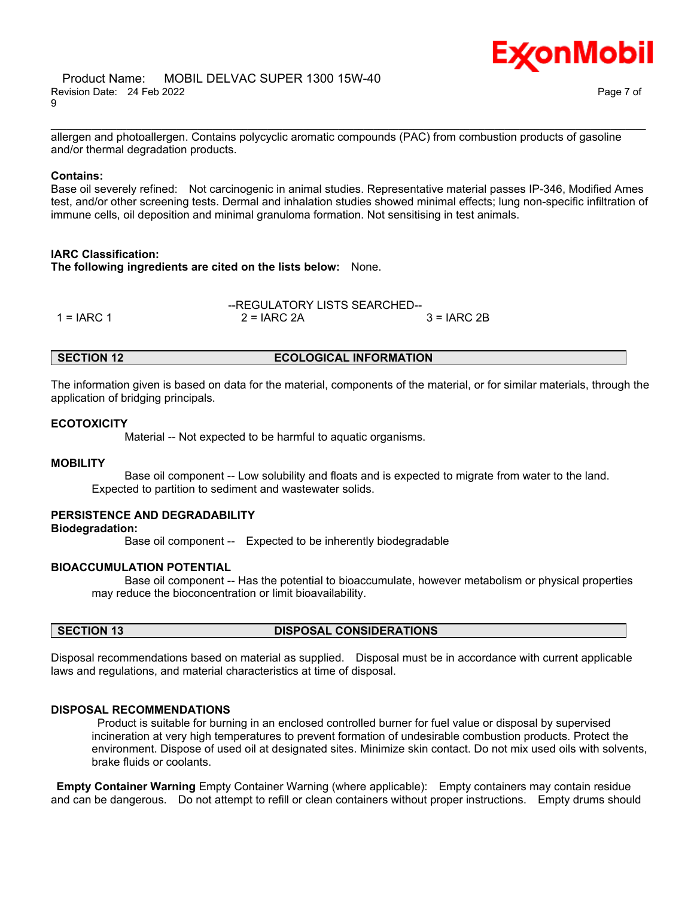allergen and photoallergen. Contains polycyclic aromatic compounds (PAC) from combustion products of gasoline and/or thermal degradation products.

**Contains:**
Base oil severely refined: Not carcinogenic in animal studies. Representative material passes IP-346, Modified Ames test, and/or other screening tests. Dermal and inhalation studies showed minimal effects; lung non-specific infiltration of immune cells, oil deposition and minimal granuloma formation. Not sensitising in test animals.

**IARC Classification:**
**The following ingredients are cited on the lists below:** None.

--REGULATORY LISTS SEARCHED--

| 1 = IARC 1 | 2 = IARC 2A | 3 = IARC 2B |
|---|---|---|

## SECTION 12 ECOLOGICAL INFORMATION

The information given is based on data for the material, components of the material, or for similar materials, through the application of bridging principals.

**ECOTOXICITY**

Material -- Not expected to be harmful to aquatic organisms.

**MOBILITY**

Base oil component -- Low solubility and floats and is expected to migrate from water to the land. Expected to partition to sediment and wastewater solids.

**PERSISTENCE AND DEGRADABILITY**

**Biodegradation:**

Base oil component -- Expected to be inherently biodegradable

**BIOACCUMULATION POTENTIAL**

Base oil component -- Has the potential to bioaccumulate, however metabolism or physical properties may reduce the bioconcentration or limit bioavailability.

## SECTION 13 DISPOSAL CONSIDERATIONS

Disposal recommendations based on material as supplied. Disposal must be in accordance with current applicable laws and regulations, and material characteristics at time of disposal.

**DISPOSAL RECOMMENDATIONS**

Product is suitable for burning in an enclosed controlled burner for fuel value or disposal by supervised incineration at very high temperatures to prevent formation of undesirable combustion products. Protect the environment. Dispose of used oil at designated sites. Minimize skin contact. Do not mix used oils with solvents, brake fluids or coolants.

**Empty Container Warning** Empty Container Warning (where applicable): Empty containers may contain residue and can be dangerous. Do not attempt to refill or clean containers without proper instructions. Empty drums should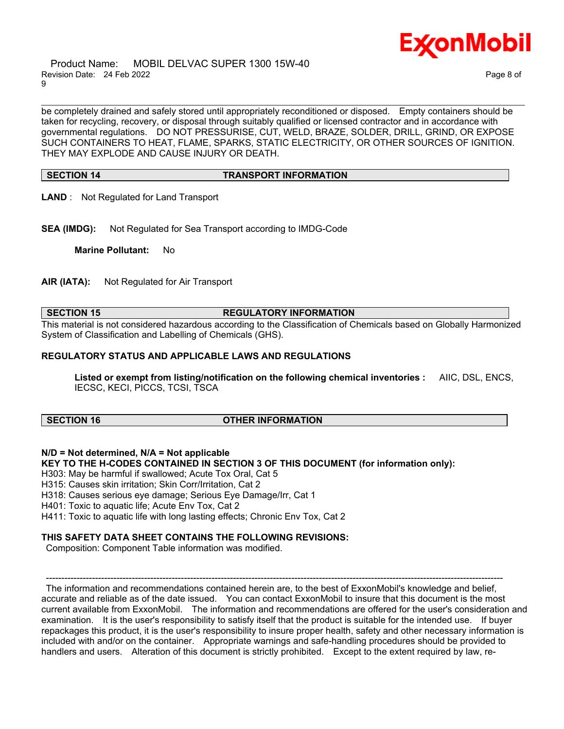be completely drained and safely stored until appropriately reconditioned or disposed. Empty containers should be taken for recycling, recovery, or disposal through suitably qualified or licensed contractor and in accordance with governmental regulations. DO NOT PRESSURISE, CUT, WELD, BRAZE, SOLDER, DRILL, GRIND, OR EXPOSE SUCH CONTAINERS TO HEAT, FLAME, SPARKS, STATIC ELECTRICITY, OR OTHER SOURCES OF IGNITION. THEY MAY EXPLODE AND CAUSE INJURY OR DEATH.

## SECTION 14 TRANSPORT INFORMATION

**LAND** : Not Regulated for Land Transport

**SEA (IMDG):** Not Regulated for Sea Transport according to IMDG-Code

**Marine Pollutant:** No

**AIR (IATA):** Not Regulated for Air Transport

## SECTION 15 REGULATORY INFORMATION

This material is not considered hazardous according to the Classification of Chemicals based on Globally Harmonized System of Classification and Labelling of Chemicals (GHS).

**REGULATORY STATUS AND APPLICABLE LAWS AND REGULATIONS**

**Listed or exempt from listing/notification on the following chemical inventories :** AIIC, DSL, ENCS, IECSC, KECI, PICCS, TCSI, TSCA

## SECTION 16 OTHER INFORMATION

**N/D = Not determined, N/A = Not applicable**

**KEY TO THE H-CODES CONTAINED IN SECTION 3 OF THIS DOCUMENT (for information only):**

H303: May be harmful if swallowed; Acute Tox Oral, Cat 5
H315: Causes skin irritation; Skin Corr/Irritation, Cat 2
H318: Causes serious eye damage; Serious Eye Damage/Irr, Cat 1
H401: Toxic to aquatic life; Acute Env Tox, Cat 2
H411: Toxic to aquatic life with long lasting effects; Chronic Env Tox, Cat 2

**THIS SAFETY DATA SHEET CONTAINS THE FOLLOWING REVISIONS:**

Composition: Component Table information was modified.

---

The information and recommendations contained herein are, to the best of ExxonMobil's knowledge and belief, accurate and reliable as of the date issued. You can contact ExxonMobil to insure that this document is the most current available from ExxonMobil. The information and recommendations are offered for the user's consideration and examination. It is the user's responsibility to satisfy itself that the product is suitable for the intended use. If buyer repackages this product, it is the user's responsibility to insure proper health, safety and other necessary information is included with and/or on the container. Appropriate warnings and safe-handling procedures should be provided to handlers and users. Alteration of this document is strictly prohibited. Except to the extent required by law, re-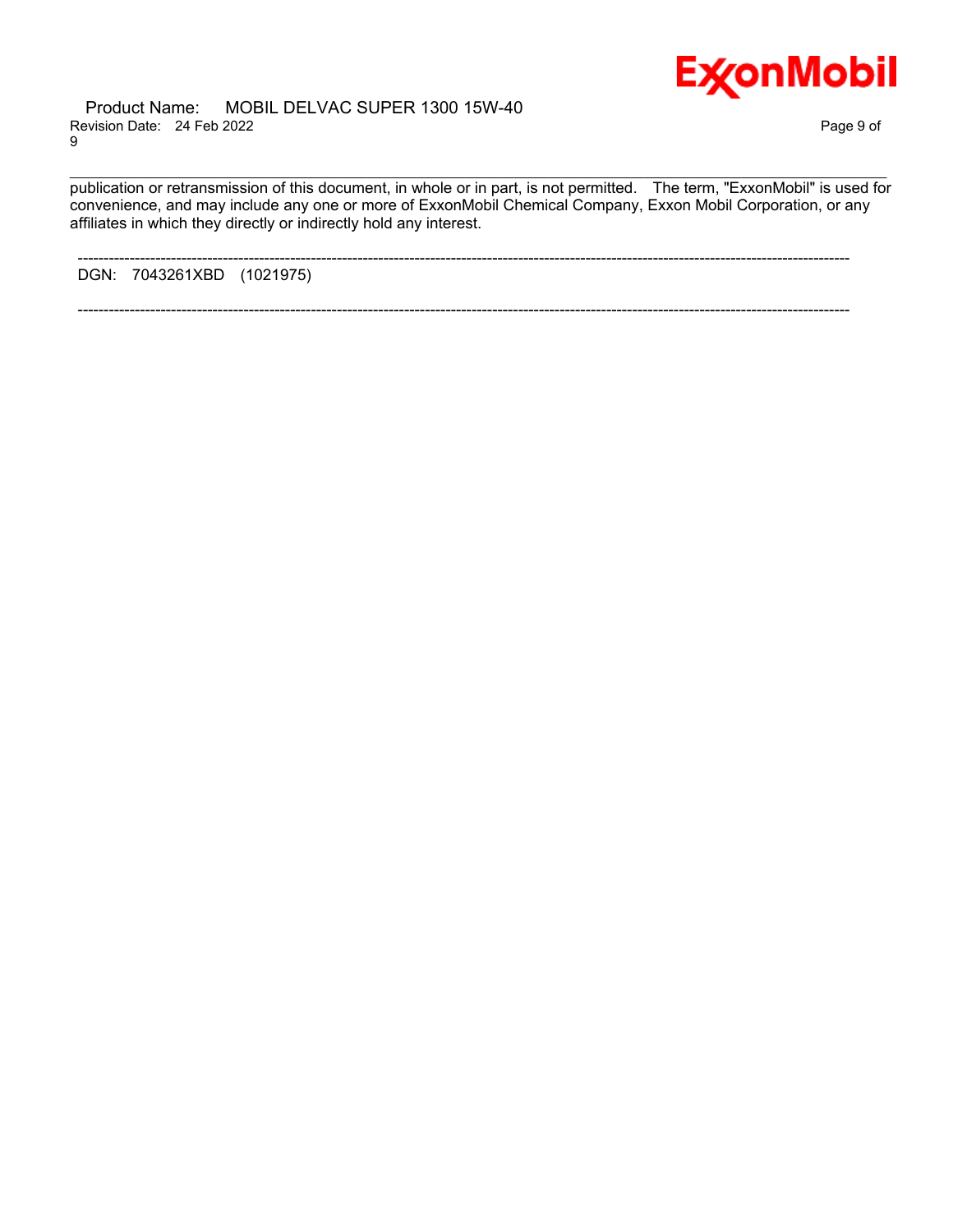publication or retransmission of this document, in whole or in part, is not permitted. The term, "ExxonMobil" is used for convenience, and may include any one or more of ExxonMobil Chemical Company, Exxon Mobil Corporation, or any affiliates in which they directly or indirectly hold any interest.

---

DGN: 7043261XBD (1021975)

---